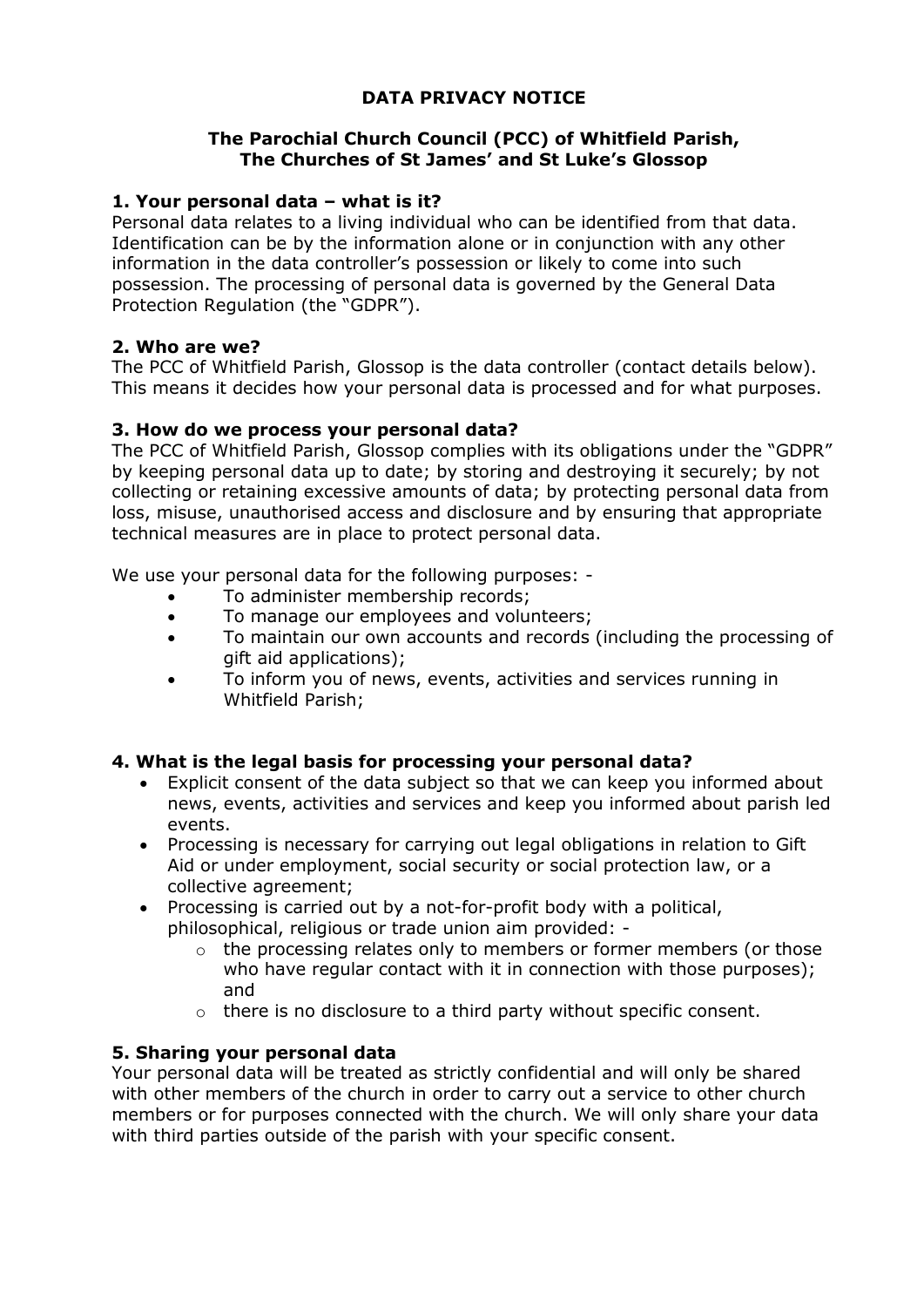# DATA PRIVACY NOTICE

## The Parochial Church Council (PCC) of Whitfield Parish, The Churches of St James' and St Luke's Glossop

### 1. Your personal data – what is it?

Personal data relates to a living individual who can be identified from that data. Identification can be by the information alone or in conjunction with any other information in the data controller's possession or likely to come into such possession. The processing of personal data is governed by the General Data Protection Regulation (the "GDPR").

### 2. Who are we?

The PCC of Whitfield Parish, Glossop is the data controller (contact details below). This means it decides how your personal data is processed and for what purposes.

### 3. How do we process your personal data?

The PCC of Whitfield Parish, Glossop complies with its obligations under the "GDPR" by keeping personal data up to date; by storing and destroying it securely; by not collecting or retaining excessive amounts of data; by protecting personal data from loss, misuse, unauthorised access and disclosure and by ensuring that appropriate technical measures are in place to protect personal data.

We use your personal data for the following purposes: -

- To administer membership records;
- To manage our employees and volunteers;
- To maintain our own accounts and records (including the processing of gift aid applications);
- To inform you of news, events, activities and services running in Whitfield Parish;

### 4. What is the legal basis for processing your personal data?

- Explicit consent of the data subject so that we can keep you informed about news, events, activities and services and keep you informed about parish led events.
- Processing is necessary for carrying out legal obligations in relation to Gift Aid or under employment, social security or social protection law, or a collective agreement;
- Processing is carried out by a not-for-profit body with a political, philosophical, religious or trade union aim provided: -
  - the processing relates only to members or former members (or those who have regular contact with it in connection with those purposes); and
  - there is no disclosure to a third party without specific consent.

### 5. Sharing your personal data

Your personal data will be treated as strictly confidential and will only be shared with other members of the church in order to carry out a service to other church members or for purposes connected with the church. We will only share your data with third parties outside of the parish with your specific consent.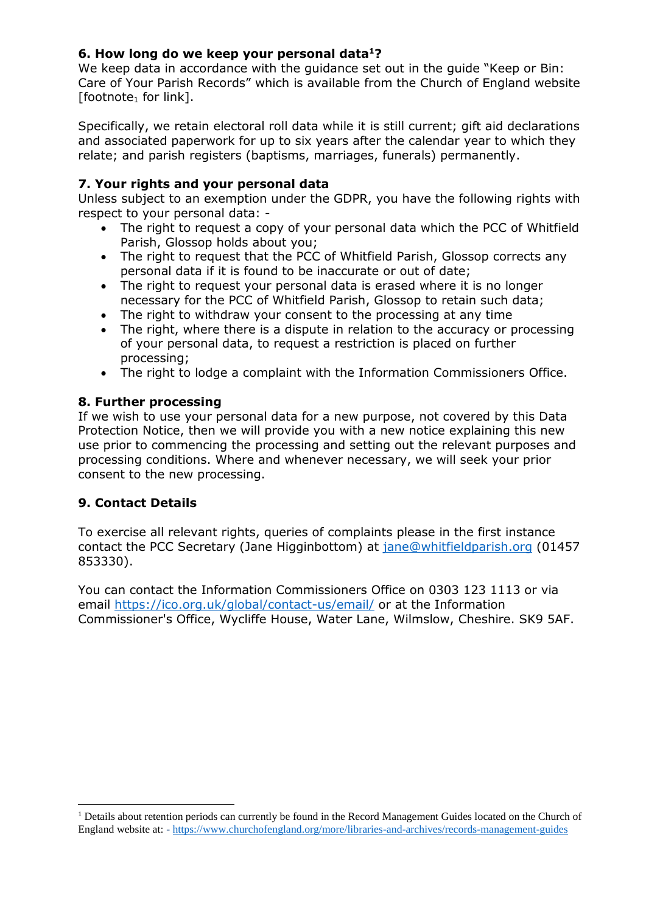### 6. How long do we keep your personal data[1]?

We keep data in accordance with the guidance set out in the guide "Keep or Bin: Care of Your Parish Records" which is available from the Church of England website [footnote1 for link].

Specifically, we retain electoral roll data while it is still current; gift aid declarations and associated paperwork for up to six years after the calendar year to which they relate; and parish registers (baptisms, marriages, funerals) permanently.

### 7. Your rights and your personal data

Unless subject to an exemption under the GDPR, you have the following rights with respect to your personal data: -

- The right to request a copy of your personal data which the PCC of Whitfield Parish, Glossop holds about you;
- The right to request that the PCC of Whitfield Parish, Glossop corrects any personal data if it is found to be inaccurate or out of date;
- The right to request your personal data is erased where it is no longer necessary for the PCC of Whitfield Parish, Glossop to retain such data;
- The right to withdraw your consent to the processing at any time
- The right, where there is a dispute in relation to the accuracy or processing of your personal data, to request a restriction is placed on further processing;
- The right to lodge a complaint with the Information Commissioners Office.

### 8. Further processing

If we wish to use your personal data for a new purpose, not covered by this Data Protection Notice, then we will provide you with a new notice explaining this new use prior to commencing the processing and setting out the relevant purposes and processing conditions. Where and whenever necessary, we will seek your prior consent to the new processing.

### 9. Contact Details

To exercise all relevant rights, queries of complaints please in the first instance contact the PCC Secretary (Jane Higginbottom) at jane@whitfieldparish.org (01457 853330).

You can contact the Information Commissioners Office on 0303 123 1113 or via email https://ico.org.uk/global/contact-us/email/ or at the Information Commissioner's Office, Wycliffe House, Water Lane, Wilmslow, Cheshire. SK9 5AF.

---

[1] Details about retention periods can currently be found in the Record Management Guides located on the Church of England website at: - https://www.churchofengland.org/more/libraries-and-archives/records-management-guides